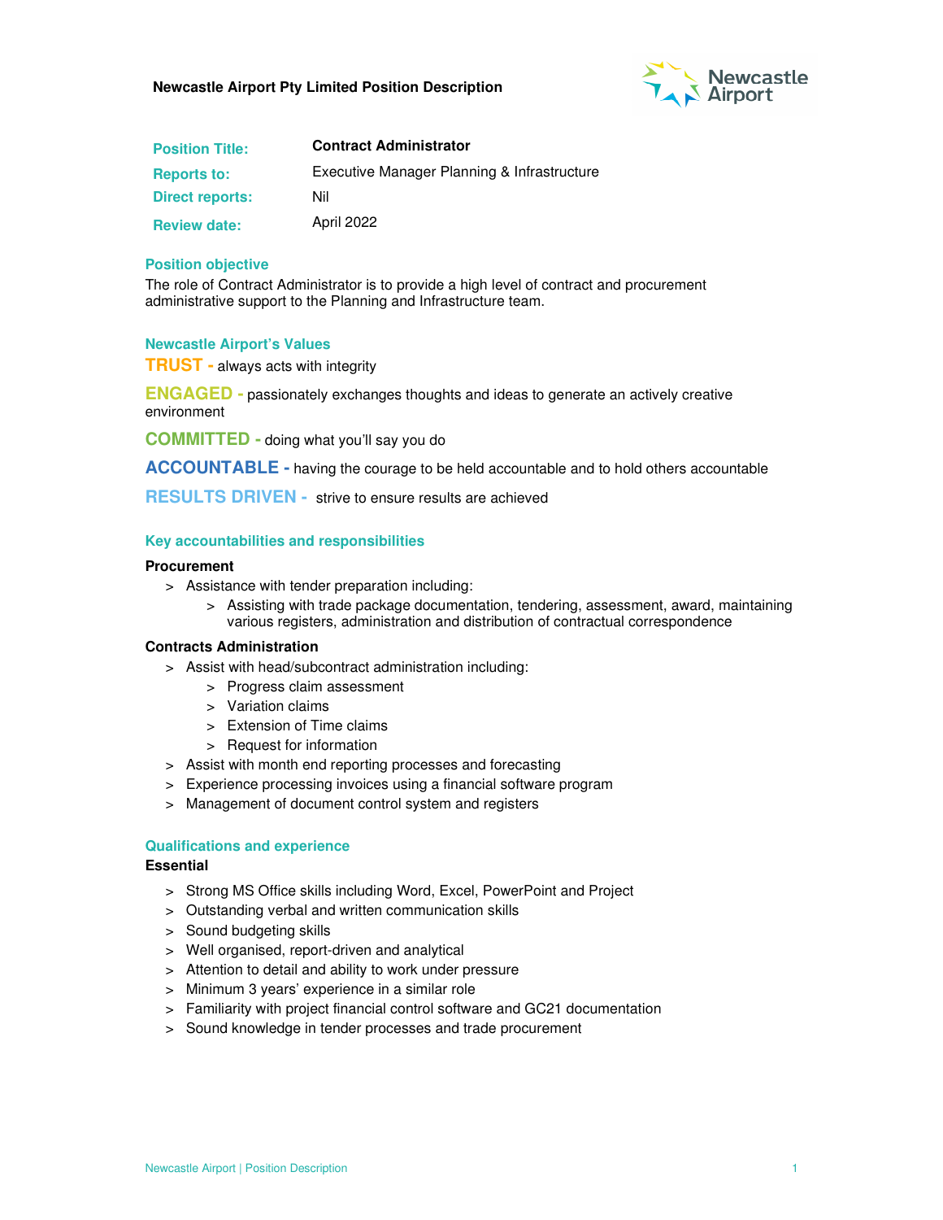# Newcastle Airport Pty Limited Position Description

| | |
|---|---|
| **Position Title:** | **Contract Administrator** |
| **Reports to:** | Executive Manager Planning & Infrastructure |
| **Direct reports:** | Nil |
| **Review date:** | April 2022 |

## Position objective

The role of Contract Administrator is to provide a high level of contract and procurement administrative support to the Planning and Infrastructure team.

## Newcastle Airport's Values

**TRUST -** always acts with integrity

**ENGAGED -** passionately exchanges thoughts and ideas to generate an actively creative environment

**COMMITTED -** doing what you'll say you do

**ACCOUNTABLE -** having the courage to be held accountable and to hold others accountable

**RESULTS DRIVEN -** strive to ensure results are achieved

## Key accountabilities and responsibilities

### Procurement

- Assistance with tender preparation including:
  - Assisting with trade package documentation, tendering, assessment, award, maintaining various registers, administration and distribution of contractual correspondence

### Contracts Administration

- Assist with head/subcontract administration including:
  - Progress claim assessment
  - Variation claims
  - Extension of Time claims
  - Request for information
- Assist with month end reporting processes and forecasting
- Experience processing invoices using a financial software program
- Management of document control system and registers

## Qualifications and experience

### Essential

- Strong MS Office skills including Word, Excel, PowerPoint and Project
- Outstanding verbal and written communication skills
- Sound budgeting skills
- Well organised, report-driven and analytical
- Attention to detail and ability to work under pressure
- Minimum 3 years' experience in a similar role
- Familiarity with project financial control software and GC21 documentation
- Sound knowledge in tender processes and trade procurement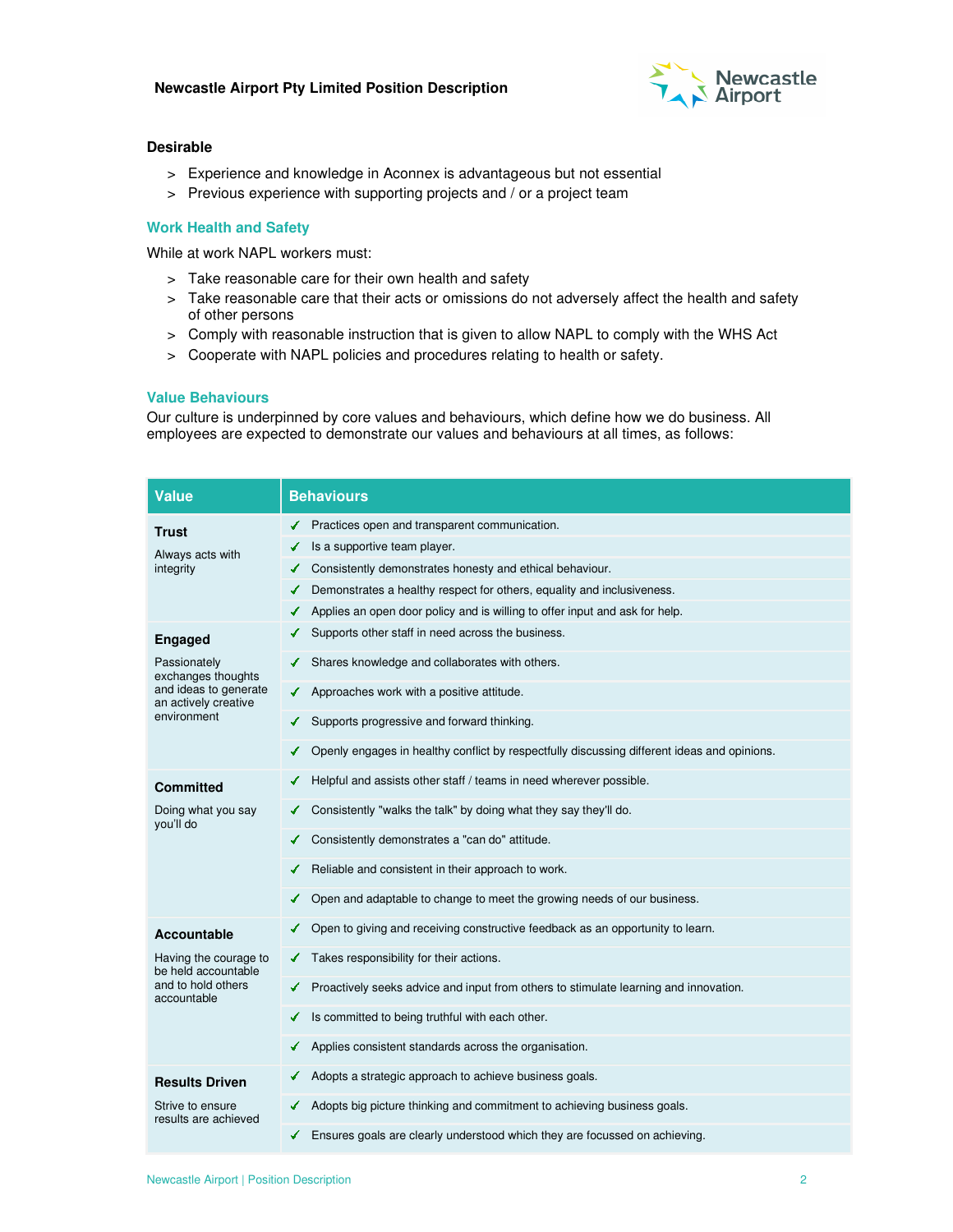### Desirable

- Experience and knowledge in Aconnex is advantageous but not essential
- Previous experience with supporting projects and / or a project team

## Work Health and Safety

While at work NAPL workers must:

- Take reasonable care for their own health and safety
- Take reasonable care that their acts or omissions do not adversely affect the health and safety of other persons
- Comply with reasonable instruction that is given to allow NAPL to comply with the WHS Act
- Cooperate with NAPL policies and procedures relating to health or safety.

## Value Behaviours

Our culture is underpinned by core values and behaviours, which define how we do business. All employees are expected to demonstrate our values and behaviours at all times, as follows:

| Value | Behaviours |
|---|---|
| **Trust**<br>Always acts with integrity | ✓ Practices open and transparent communication.<br>✓ Is a supportive team player.<br>✓ Consistently demonstrates honesty and ethical behaviour.<br>✓ Demonstrates a healthy respect for others, equality and inclusiveness.<br>✓ Applies an open door policy and is willing to offer input and ask for help. |
| **Engaged**<br>Passionately exchanges thoughts and ideas to generate an actively creative environment | ✓ Supports other staff in need across the business.<br>✓ Shares knowledge and collaborates with others.<br>✓ Approaches work with a positive attitude.<br>✓ Supports progressive and forward thinking.<br>✓ Openly engages in healthy conflict by respectfully discussing different ideas and opinions. |
| **Committed**<br>Doing what you say you'll do | ✓ Helpful and assists other staff / teams in need wherever possible.<br>✓ Consistently "walks the talk" by doing what they say they'll do.<br>✓ Consistently demonstrates a "can do" attitude.<br>✓ Reliable and consistent in their approach to work.<br>✓ Open and adaptable to change to meet the growing needs of our business. |
| **Accountable**<br>Having the courage to be held accountable and to hold others accountable | ✓ Open to giving and receiving constructive feedback as an opportunity to learn.<br>✓ Takes responsibility for their actions.<br>✓ Proactively seeks advice and input from others to stimulate learning and innovation.<br>✓ Is committed to being truthful with each other.<br>✓ Applies consistent standards across the organisation. |
| **Results Driven**<br>Strive to ensure results are achieved | ✓ Adopts a strategic approach to achieve business goals.<br>✓ Adopts big picture thinking and commitment to achieving business goals.<br>✓ Ensures goals are clearly understood which they are focussed on achieving. |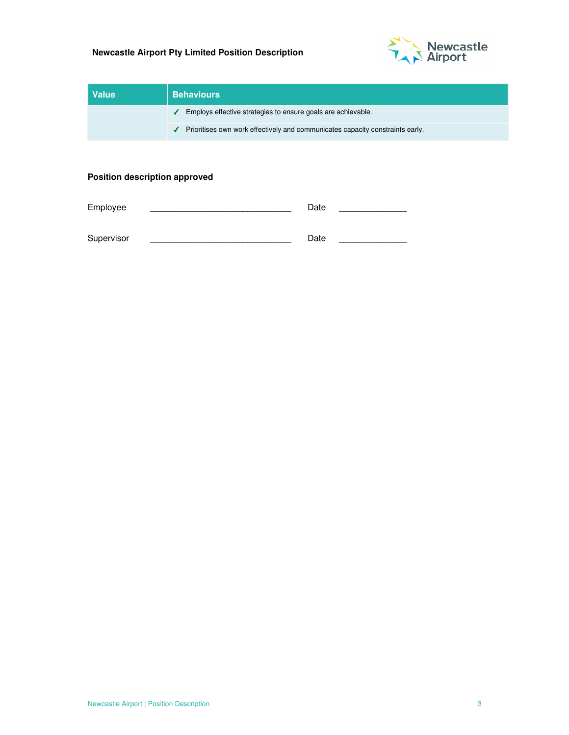| Value | Behaviours |
|---|---|
| | ✓ Employs effective strategies to ensure goals are achievable. |
| | ✓ Prioritises own work effectively and communicates capacity constraints early. |

**Position description approved**

Employee ______________________________ Date ______________

Supervisor ______________________________ Date ______________